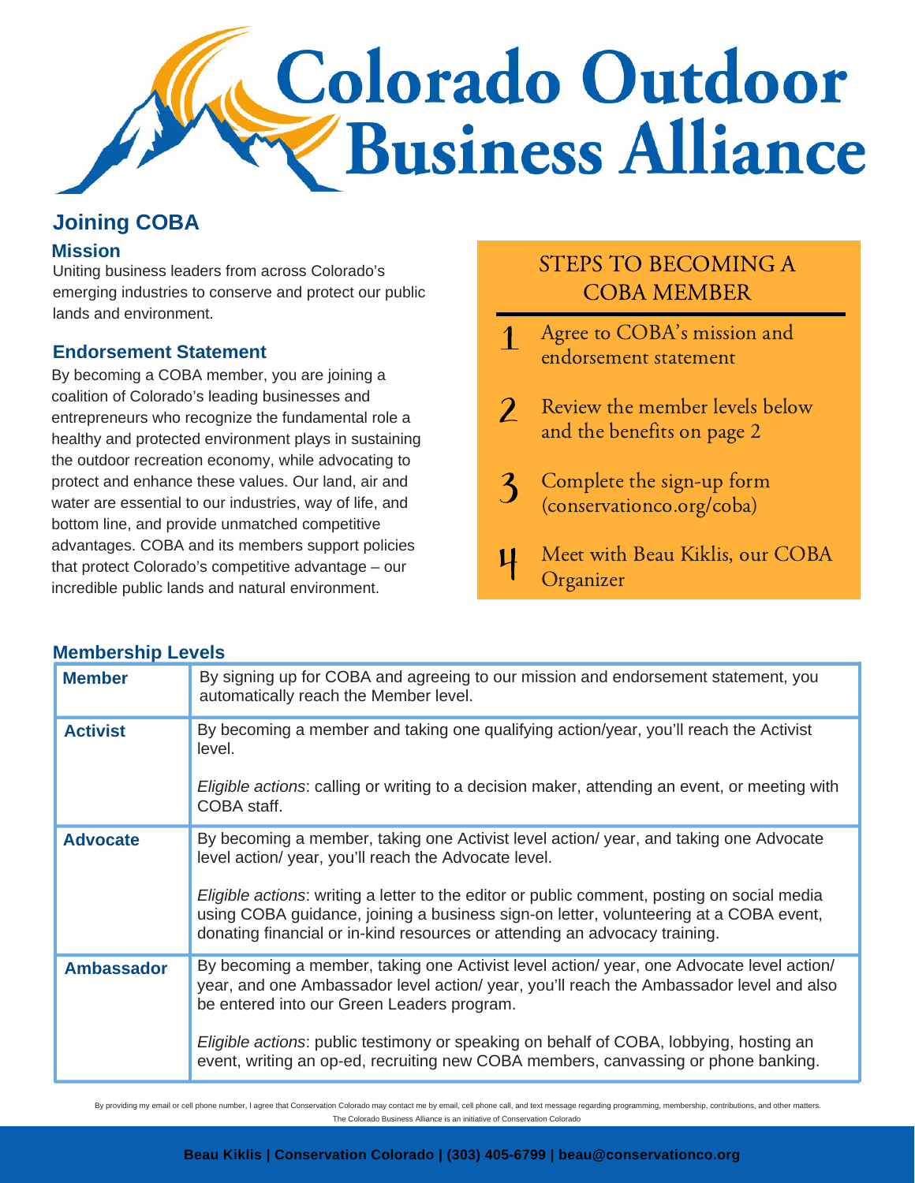# Colorado Outdoor Business Alliance

## Joining COBA

### Mission

Uniting business leaders from across Colorado's emerging industries to conserve and protect our public lands and environment.

### Endorsement Statement

By becoming a COBA member, you are joining a coalition of Colorado's leading businesses and entrepreneurs who recognize the fundamental role a healthy and protected environment plays in sustaining the outdoor recreation economy, while advocating to protect and enhance these values. Our land, air and water are essential to our industries, way of life, and bottom line, and provide unmatched competitive advantages. COBA and its members support policies that protect Colorado's competitive advantage – our incredible public lands and natural environment.

### STEPS TO BECOMING A COBA MEMBER

1. Agree to COBA's mission and endorsement statement
2. Review the member levels below and the benefits on page 2
3. Complete the sign-up form (conservationco.org/coba)
4. Meet with Beau Kiklis, our COBA Organizer

### Membership Levels

| | |
|---|---|
| **Member** | By signing up for COBA and agreeing to our mission and endorsement statement, you automatically reach the Member level. |
| **Activist** | By becoming a member and taking one qualifying action/year, you'll reach the Activist level.<br><br>*Eligible actions*: calling or writing to a decision maker, attending an event, or meeting with COBA staff. |
| **Advocate** | By becoming a member, taking one Activist level action/ year, and taking one Advocate level action/ year, you'll reach the Advocate level.<br><br>*Eligible actions*: writing a letter to the editor or public comment, posting on social media using COBA guidance, joining a business sign-on letter, volunteering at a COBA event, donating financial or in-kind resources or attending an advocacy training. |
| **Ambassador** | By becoming a member, taking one Activist level action/ year, one Advocate level action/ year, and one Ambassador level action/ year, you'll reach the Ambassador level and also be entered into our Green Leaders program.<br><br>*Eligible actions*: public testimony or speaking on behalf of COBA, lobbying, hosting an event, writing an op-ed, recruiting new COBA members, canvassing or phone banking. |

By providing my email or cell phone number, I agree that Conservation Colorado may contact me by email, cell phone call, and text message regarding programming, membership, contributions, and other matters.

The Colorado Business Alliance is an initiative of Conservation Colorado

**Beau Kiklis | Conservation Colorado | (303) 405-6799 | beau@conservationco.org**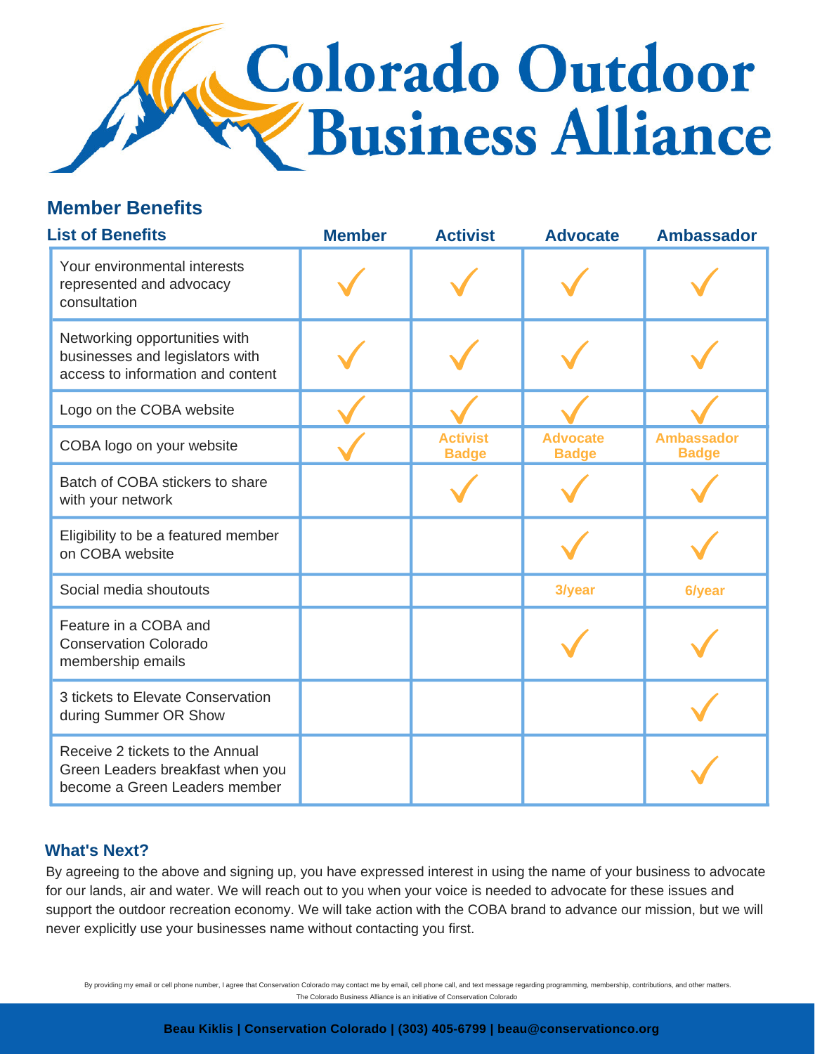# Colorado Outdoor Business Alliance

## Member Benefits

| List of Benefits | Member | Activist | Advocate | Ambassador |
|---|---|---|---|---|
| Your environmental interests represented and advocacy consultation | ✓ | ✓ | ✓ | ✓ |
| Networking opportunities with businesses and legislators with access to information and content | ✓ | ✓ | ✓ | ✓ |
| Logo on the COBA website | ✓ | ✓ | ✓ | ✓ |
| COBA logo on your website | ✓ | Activist Badge | Advocate Badge | Ambassador Badge |
| Batch of COBA stickers to share with your network | | ✓ | ✓ | ✓ |
| Eligibility to be a featured member on COBA website | | | ✓ | ✓ |
| Social media shoutouts | | | 3/year | 6/year |
| Feature in a COBA and Conservation Colorado membership emails | | | ✓ | ✓ |
| 3 tickets to Elevate Conservation during Summer OR Show | | | | ✓ |
| Receive 2 tickets to the Annual Green Leaders breakfast when you become a Green Leaders member | | | | ✓ |

## What's Next?

By agreeing to the above and signing up, you have expressed interest in using the name of your business to advocate for our lands, air and water. We will reach out to you when your voice is needed to advocate for these issues and support the outdoor recreation economy. We will take action with the COBA brand to advance our mission, but we will never explicitly use your businesses name without contacting you first.

By providing my email or cell phone number, I agree that Conservation Colorado may contact me by email, cell phone call, and text message regarding programming, membership, contributions, and other matters.

The Colorado Business Alliance is an initiative of Conservation Colorado

**Beau Kiklis | Conservation Colorado | (303) 405-6799 | beau@conservationco.org**